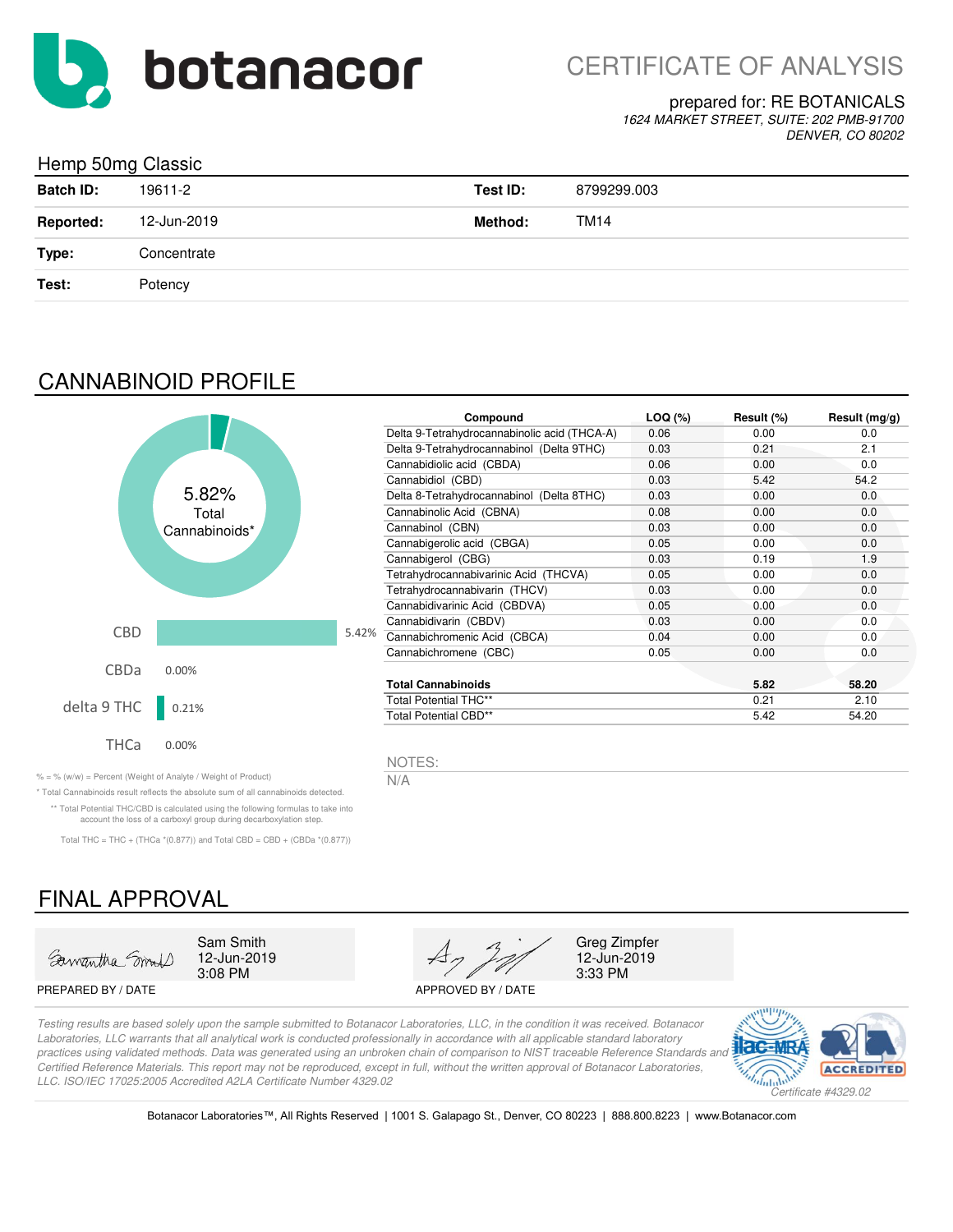botanacor

# CERTIFICATE OF ANALYSIS

prepared for: RE BOTANICALS
*1624 MARKET STREET, SUITE: 202 PMB-91700*
*DENVER, CO 80202*

## Hemp 50mg Classic

| | | | |
|---|---|---|---|
| **Batch ID:** | 19611-2 | **Test ID:** | 8799299.003 |
| **Reported:** | 12-Jun-2019 | **Method:** | TM14 |
| **Type:** | Concentrate | | |
| **Test:** | Potency | | |

## CANNABINOID PROFILE

5.82% Total Cannabinoids*

| | |
|---|---|
| CBD | 5.42% |
| CBDa | 0.00% |
| delta 9 THC | 0.21% |
| THCa | 0.00% |

| Compound | LOQ (%) | Result (%) | Result (mg/g) |
|---|---|---|---|
| Delta 9-Tetrahydrocannabinolic acid (THCA-A) | 0.06 | 0.00 | 0.0 |
| Delta 9-Tetrahydrocannabinol (Delta 9THC) | 0.03 | 0.21 | 2.1 |
| Cannabidiolic acid (CBDA) | 0.06 | 0.00 | 0.0 |
| Cannabidiol (CBD) | 0.03 | 5.42 | 54.2 |
| Delta 8-Tetrahydrocannabinol (Delta 8THC) | 0.03 | 0.00 | 0.0 |
| Cannabinolic Acid (CBNA) | 0.08 | 0.00 | 0.0 |
| Cannabinol (CBN) | 0.03 | 0.00 | 0.0 |
| Cannabigerolic acid (CBGA) | 0.05 | 0.00 | 0.0 |
| Cannabigerol (CBG) | 0.03 | 0.19 | 1.9 |
| Tetrahydrocannabivarinic Acid (THCVA) | 0.05 | 0.00 | 0.0 |
| Tetrahydrocannabivarin (THCV) | 0.03 | 0.00 | 0.0 |
| Cannabidivarinic Acid (CBDVA) | 0.05 | 0.00 | 0.0 |
| Cannabidivarin (CBDV) | 0.03 | 0.00 | 0.0 |
| Cannabichromenic Acid (CBCA) | 0.04 | 0.00 | 0.0 |
| Cannabichromene (CBC) | 0.05 | 0.00 | 0.0 |
| **Total Cannabinoids** | | **5.82** | **58.20** |
| Total Potential THC** | | 0.21 | 2.10 |
| Total Potential CBD** | | 5.42 | 54.20 |

NOTES:

N/A

% = % (w/w) = Percent (Weight of Analyte / Weight of Product)

* Total Cannabinoids result reflects the absolute sum of all cannabinoids detected.

** Total Potential THC/CBD is calculated using the following formulas to take into account the loss of a carboxyl group during decarboxylation step.

Total THC = THC + (THCa *(0.877)) and Total CBD = CBD + (CBDa *(0.877))

## FINAL APPROVAL

| PREPARED BY / DATE | APPROVED BY / DATE |
|---|---|
| Sam Smith 12-Jun-2019 3:08 PM | Greg Zimpfer 12-Jun-2019 3:33 PM |

*Testing results are based solely upon the sample submitted to Botanacor Laboratories, LLC, in the condition it was received. Botanacor Laboratories, LLC warrants that all analytical work is conducted professionally in accordance with all applicable standard laboratory practices using validated methods. Data was generated using an unbroken chain of comparison to NIST traceable Reference Standards and Certified Reference Materials. This report may not be reproduced, except in full, without the written approval of Botanacor Laboratories, LLC. ISO/IEC 17025:2005 Accredited A2LA Certificate Number 4329.02*

*Certificate #4329.02*

Botanacor Laboratories™, All Rights Reserved | 1001 S. Galapago St., Denver, CO 80223 | 888.800.8223 | www.Botanacor.com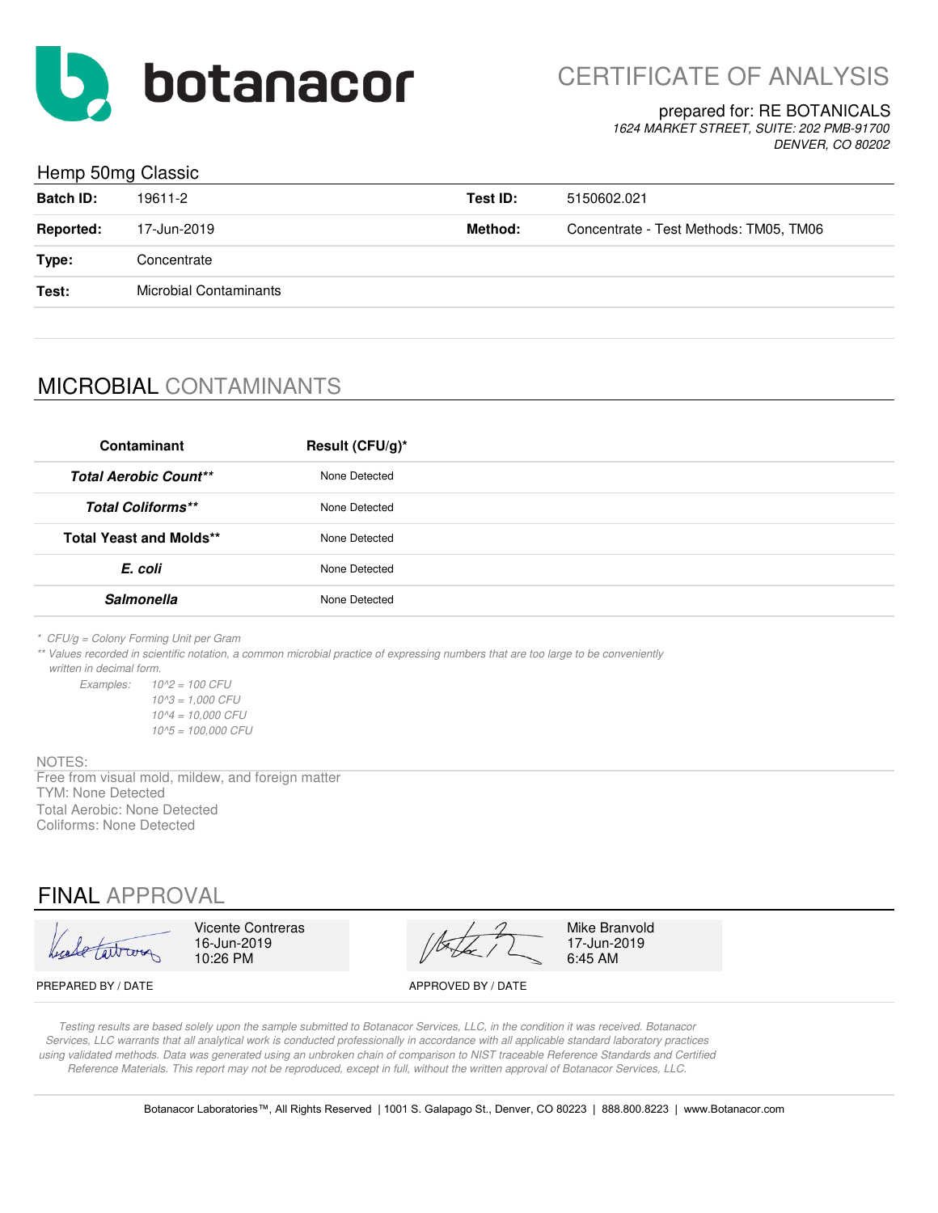botanacor

# CERTIFICATE OF ANALYSIS

prepared for: RE BOTANICALS
*1624 MARKET STREET, SUITE: 202 PMB-91700*
*DENVER, CO 80202*

## Hemp 50mg Classic

| | | | |
|---|---|---|---|
| **Batch ID:** | 19611-2 | **Test ID:** | 5150602.021 |
| **Reported:** | 17-Jun-2019 | **Method:** | Concentrate - Test Methods: TM05, TM06 |
| **Type:** | Concentrate | | |
| **Test:** | Microbial Contaminants | | |

## MICROBIAL CONTAMINANTS

| Contaminant | Result (CFU/g)* |
|---|---|
| ***Total Aerobic Count**** | None Detected |
| ***Total Coliforms**** | None Detected |
| **Total Yeast and Molds**** | None Detected |
| ***E. coli*** | None Detected |
| ***Salmonella*** | None Detected |

*\* CFU/g = Colony Forming Unit per Gram*
*\*\* Values recorded in scientific notation, a common microbial practice of expressing numbers that are too large to be conveniently written in decimal form.*

*Examples:*
*10^2 = 100 CFU*
*10^3 = 1,000 CFU*
*10^4 = 10,000 CFU*
*10^5 = 100,000 CFU*

NOTES:
Free from visual mold, mildew, and foreign matter
TYM: None Detected
Total Aerobic: None Detected
Coliforms: None Detected

## FINAL APPROVAL

| PREPARED BY / DATE | APPROVED BY / DATE |
|---|---|
| Vicente Contreras<br>16-Jun-2019<br>10:26 PM | Mike Branvold<br>17-Jun-2019<br>6:45 AM |

*Testing results are based solely upon the sample submitted to Botanacor Services, LLC, in the condition it was received. Botanacor Services, LLC warrants that all analytical work is conducted professionally in accordance with all applicable standard laboratory practices using validated methods. Data was generated using an unbroken chain of comparison to NIST traceable Reference Standards and Certified Reference Materials. This report may not be reproduced, except in full, without the written approval of Botanacor Services, LLC.*

Botanacor Laboratories™, All Rights Reserved | 1001 S. Galapago St., Denver, CO 80223 | 888.800.8223 | www.Botanacor.com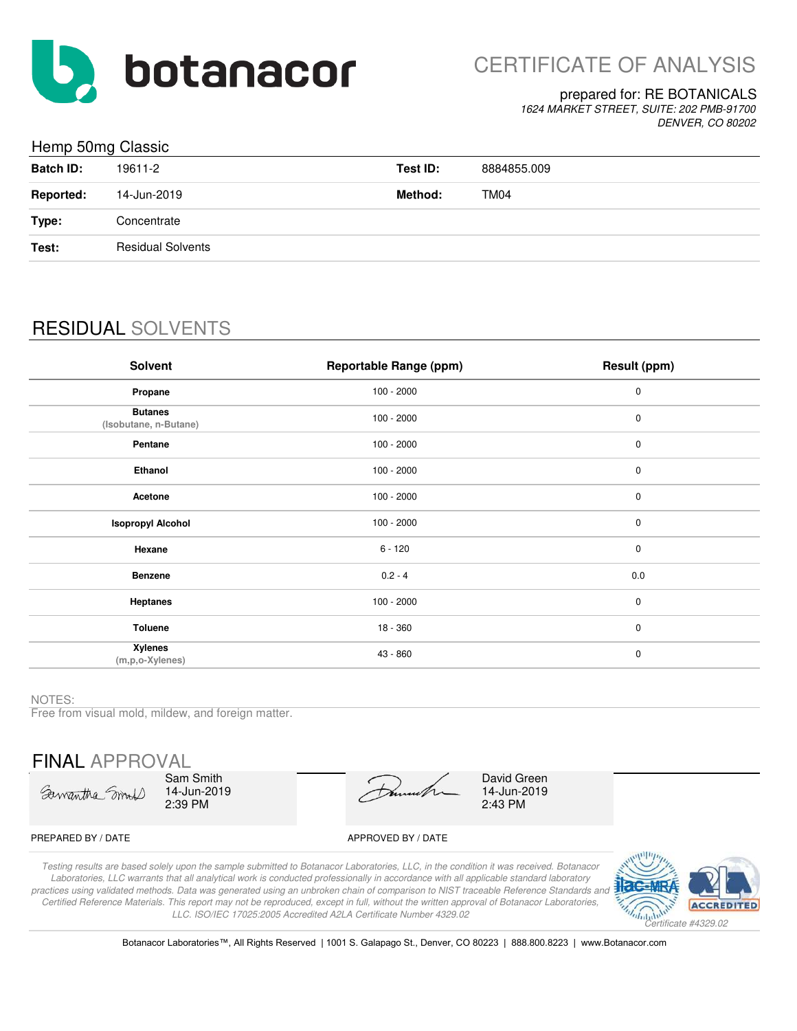botanacor

# CERTIFICATE OF ANALYSIS

prepared for: RE BOTANICALS
*1624 MARKET STREET, SUITE: 202 PMB-91700*
*DENVER, CO 80202*

## Hemp 50mg Classic

| | | | |
|---|---|---|---|
| **Batch ID:** | 19611-2 | **Test ID:** | 8884855.009 |
| **Reported:** | 14-Jun-2019 | **Method:** | TM04 |
| **Type:** | Concentrate | | |
| **Test:** | Residual Solvents | | |

## RESIDUAL SOLVENTS

| Solvent | Reportable Range (ppm) | Result (ppm) |
|---|---|---|
| **Propane** | 100 - 2000 | 0 |
| **Butanes** (Isobutane, n-Butane) | 100 - 2000 | 0 |
| **Pentane** | 100 - 2000 | 0 |
| **Ethanol** | 100 - 2000 | 0 |
| **Acetone** | 100 - 2000 | 0 |
| **Isopropyl Alcohol** | 100 - 2000 | 0 |
| **Hexane** | 6 - 120 | 0 |
| **Benzene** | 0.2 - 4 | 0.0 |
| **Heptanes** | 100 - 2000 | 0 |
| **Toluene** | 18 - 360 | 0 |
| **Xylenes** (m,p,o-Xylenes) | 43 - 860 | 0 |

NOTES:
Free from visual mold, mildew, and foreign matter.

## FINAL APPROVAL

| | |
|---|---|
| Sam Smith<br>14-Jun-2019<br>2:39 PM | David Green<br>14-Jun-2019<br>2:43 PM |
| PREPARED BY / DATE | APPROVED BY / DATE |

*Testing results are based solely upon the sample submitted to Botanacor Laboratories, LLC, in the condition it was received. Botanacor Laboratories, LLC warrants that all analytical work is conducted professionally in accordance with all applicable standard laboratory practices using validated methods. Data was generated using an unbroken chain of comparison to NIST traceable Reference Standards and Certified Reference Materials. This report may not be reproduced, except in full, without the written approval of Botanacor Laboratories, LLC. ISO/IEC 17025:2005 Accredited A2LA Certificate Number 4329.02*

*Certificate #4329.02*

Botanacor Laboratories™, All Rights Reserved | 1001 S. Galapago St., Denver, CO 80223 | 888.800.8223 | www.Botanacor.com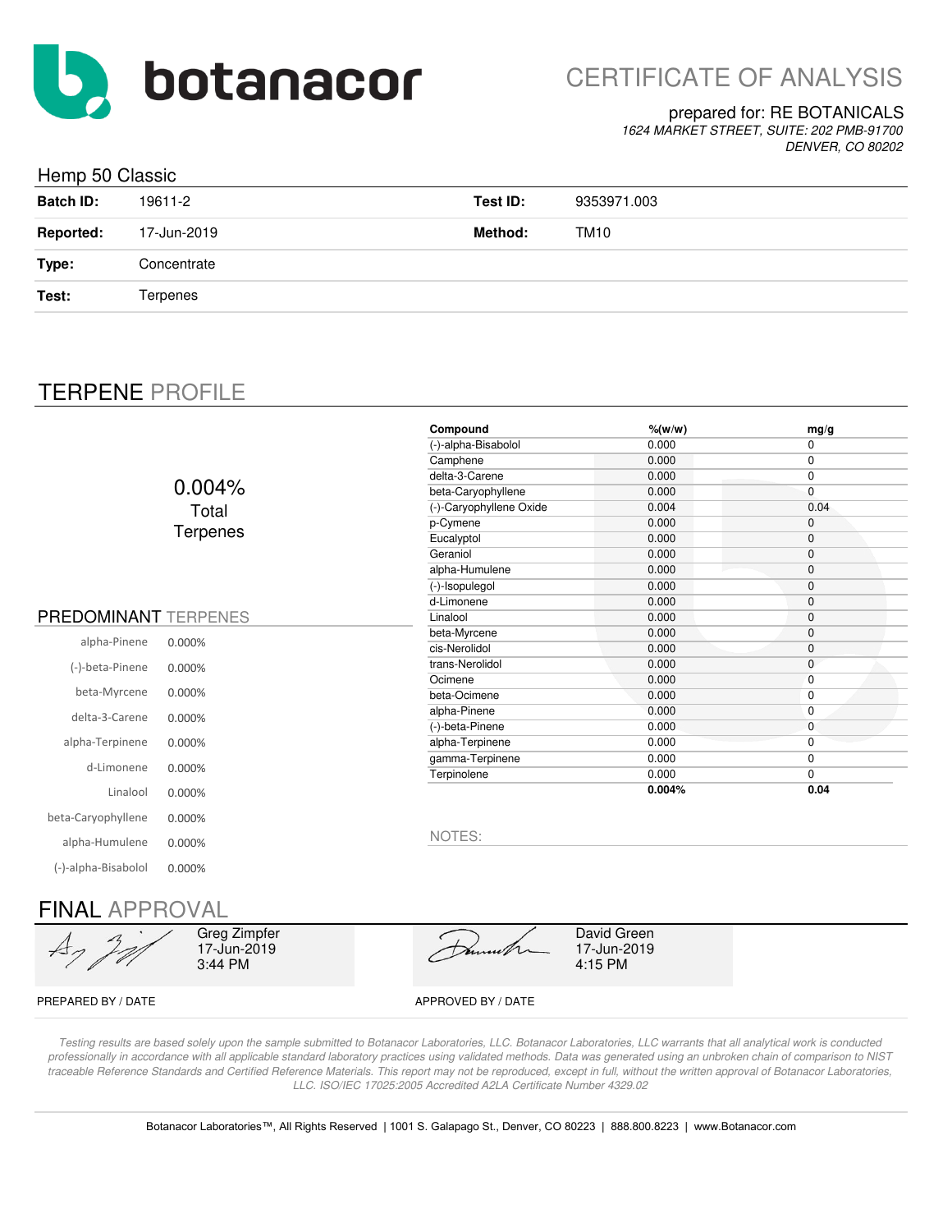# botanacor

# CERTIFICATE OF ANALYSIS

prepared for: RE BOTANICALS

*1624 MARKET STREET, SUITE: 202 PMB-91700*

*DENVER, CO 80202*

## Hemp 50 Classic

| | | | |
|---|---|---|---|
| **Batch ID:** | 19611-2 | **Test ID:** | 9353971.003 |
| **Reported:** | 17-Jun-2019 | **Method:** | TM10 |
| **Type:** | Concentrate | | |
| **Test:** | Terpenes | | |

## TERPENE PROFILE

0.004%
Total
Terpenes

| Compound | %(w/w) | mg/g |
|---|---|---|
| (-)-alpha-Bisabolol | 0.000 | 0 |
| Camphene | 0.000 | 0 |
| delta-3-Carene | 0.000 | 0 |
| beta-Caryophyllene | 0.000 | 0 |
| (-)-Caryophyllene Oxide | 0.004 | 0.04 |
| p-Cymene | 0.000 | 0 |
| Eucalyptol | 0.000 | 0 |
| Geraniol | 0.000 | 0 |
| alpha-Humulene | 0.000 | 0 |
| (-)-Isopulegol | 0.000 | 0 |
| d-Limonene | 0.000 | 0 |
| Linalool | 0.000 | 0 |
| beta-Myrcene | 0.000 | 0 |
| cis-Nerolidol | 0.000 | 0 |
| trans-Nerolidol | 0.000 | 0 |
| Ocimene | 0.000 | 0 |
| beta-Ocimene | 0.000 | 0 |
| alpha-Pinene | 0.000 | 0 |
| (-)-beta-Pinene | 0.000 | 0 |
| alpha-Terpinene | 0.000 | 0 |
| gamma-Terpinene | 0.000 | 0 |
| Terpinolene | 0.000 | 0 |
| | **0.004%** | **0.04** |

## PREDOMINANT TERPENES

| | |
|---|---|
| alpha-Pinene | 0.000% |
| (-)-beta-Pinene | 0.000% |
| beta-Myrcene | 0.000% |
| delta-3-Carene | 0.000% |
| alpha-Terpinene | 0.000% |
| d-Limonene | 0.000% |
| Linalool | 0.000% |
| beta-Caryophyllene | 0.000% |
| alpha-Humulene | 0.000% |
| (-)-alpha-Bisabolol | 0.000% |

NOTES:

## FINAL APPROVAL

| | |
|---|---|
| Greg Zimpfer<br>17-Jun-2019<br>3:44 PM | David Green<br>17-Jun-2019<br>4:15 PM |
| PREPARED BY / DATE | APPROVED BY / DATE |

*Testing results are based solely upon the sample submitted to Botanacor Laboratories, LLC. Botanacor Laboratories, LLC warrants that all analytical work is conducted professionally in accordance with all applicable standard laboratory practices using validated methods. Data was generated using an unbroken chain of comparison to NIST traceable Reference Standards and Certified Reference Materials. This report may not be reproduced, except in full, without the written approval of Botanacor Laboratories, LLC. ISO/IEC 17025:2005 Accredited A2LA Certificate Number 4329.02*

Botanacor Laboratories™, All Rights Reserved | 1001 S. Galapago St., Denver, CO 80223 | 888.800.8223 | www.Botanacor.com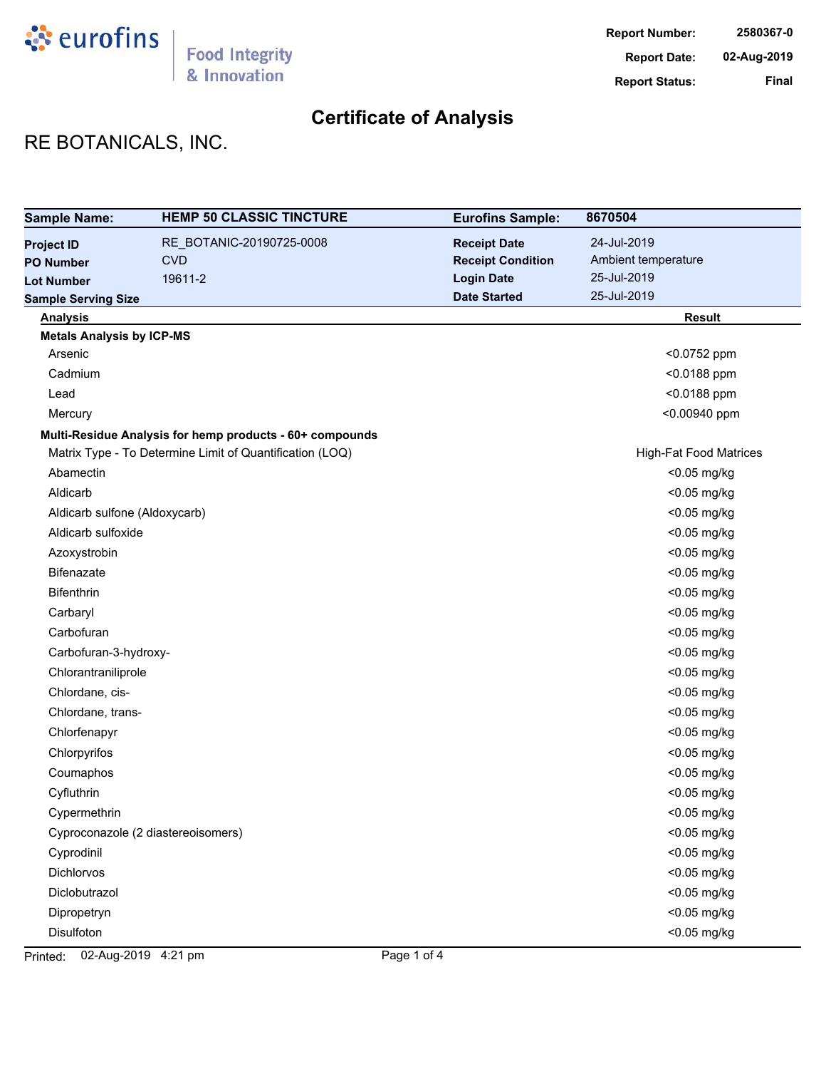**Report Number:** 2580367-0
**Report Date:** 02-Aug-2019
**Report Status:** Final

# Certificate of Analysis

## RE BOTANICALS, INC.

| **Sample Name:** | **HEMP 50 CLASSIC TINCTURE** | **Eurofins Sample:** | **8670504** |
|---|---|---|---|
| **Project ID** | RE_BOTANIC-20190725-0008 | **Receipt Date** | 24-Jul-2019 |
| **PO Number** | CVD | **Receipt Condition** | Ambient temperature |
| **Lot Number** | 19611-2 | **Login Date** | 25-Jul-2019 |
| **Sample Serving Size** | | **Date Started** | 25-Jul-2019 |

| Analysis | Result |
|---|---|
| **Metals Analysis by ICP-MS** | |
| Arsenic | <0.0752 ppm |
| Cadmium | <0.0188 ppm |
| Lead | <0.0188 ppm |
| Mercury | <0.00940 ppm |
| **Multi-Residue Analysis for hemp products - 60+ compounds** | |
| Matrix Type - To Determine Limit of Quantification (LOQ) | High-Fat Food Matrices |
| Abamectin | <0.05 mg/kg |
| Aldicarb | <0.05 mg/kg |
| Aldicarb sulfone (Aldoxycarb) | <0.05 mg/kg |
| Aldicarb sulfoxide | <0.05 mg/kg |
| Azoxystrobin | <0.05 mg/kg |
| Bifenazate | <0.05 mg/kg |
| Bifenthrin | <0.05 mg/kg |
| Carbaryl | <0.05 mg/kg |
| Carbofuran | <0.05 mg/kg |
| Carbofuran-3-hydroxy- | <0.05 mg/kg |
| Chlorantraniliprole | <0.05 mg/kg |
| Chlordane, cis- | <0.05 mg/kg |
| Chlordane, trans- | <0.05 mg/kg |
| Chlorfenapyr | <0.05 mg/kg |
| Chlorpyrifos | <0.05 mg/kg |
| Coumaphos | <0.05 mg/kg |
| Cyfluthrin | <0.05 mg/kg |
| Cypermethrin | <0.05 mg/kg |
| Cyproconazole (2 diastereoisomers) | <0.05 mg/kg |
| Cyprodinil | <0.05 mg/kg |
| Dichlorvos | <0.05 mg/kg |
| Diclobutrazol | <0.05 mg/kg |
| Dipropetryn | <0.05 mg/kg |
| Disulfoton | <0.05 mg/kg |

Printed: 02-Aug-2019 4:21 pm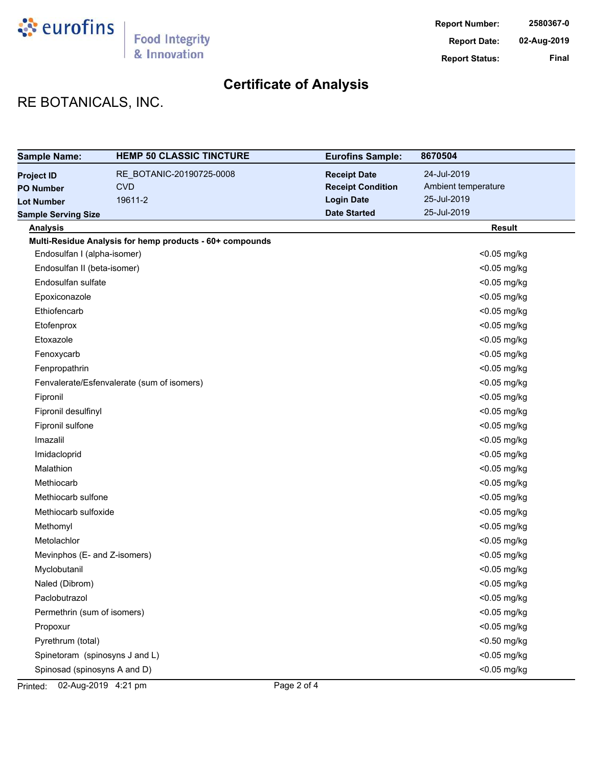eurofins | Food Integrity & Innovation

**Report Number:** 2580367-0
**Report Date:** 02-Aug-2019
**Report Status:** Final

# Certificate of Analysis

## RE BOTANICALS, INC.

| **Sample Name:** | **HEMP 50 CLASSIC TINCTURE** | **Eurofins Sample:** | **8670504** |
|---|---|---|---|
| **Project ID** | RE_BOTANIC-20190725-0008 | **Receipt Date** | 24-Jul-2019 |
| **PO Number** | CVD | **Receipt Condition** | Ambient temperature |
| **Lot Number** | 19611-2 | **Login Date** | 25-Jul-2019 |
| **Sample Serving Size** | | **Date Started** | 25-Jul-2019 |

| Analysis | Result |
|---|---|
| **Multi-Residue Analysis for hemp products - 60+ compounds** | |
| Endosulfan I (alpha-isomer) | <0.05 mg/kg |
| Endosulfan II (beta-isomer) | <0.05 mg/kg |
| Endosulfan sulfate | <0.05 mg/kg |
| Epoxiconazole | <0.05 mg/kg |
| Ethiofencarb | <0.05 mg/kg |
| Etofenprox | <0.05 mg/kg |
| Etoxazole | <0.05 mg/kg |
| Fenoxycarb | <0.05 mg/kg |
| Fenpropathrin | <0.05 mg/kg |
| Fenvalerate/Esfenvalerate (sum of isomers) | <0.05 mg/kg |
| Fipronil | <0.05 mg/kg |
| Fipronil desulfinyl | <0.05 mg/kg |
| Fipronil sulfone | <0.05 mg/kg |
| Imazalil | <0.05 mg/kg |
| Imidacloprid | <0.05 mg/kg |
| Malathion | <0.05 mg/kg |
| Methiocarb | <0.05 mg/kg |
| Methiocarb sulfone | <0.05 mg/kg |
| Methiocarb sulfoxide | <0.05 mg/kg |
| Methomyl | <0.05 mg/kg |
| Metolachlor | <0.05 mg/kg |
| Mevinphos (E- and Z-isomers) | <0.05 mg/kg |
| Myclobutanil | <0.05 mg/kg |
| Naled (Dibrom) | <0.05 mg/kg |
| Paclobutrazol | <0.05 mg/kg |
| Permethrin (sum of isomers) | <0.05 mg/kg |
| Propoxur | <0.05 mg/kg |
| Pyrethrum (total) | <0.50 mg/kg |
| Spinetoram (spinosyns J and L) | <0.05 mg/kg |
| Spinosad (spinosyns A and D) | <0.05 mg/kg |

Printed: 02-Aug-2019 4:21 pm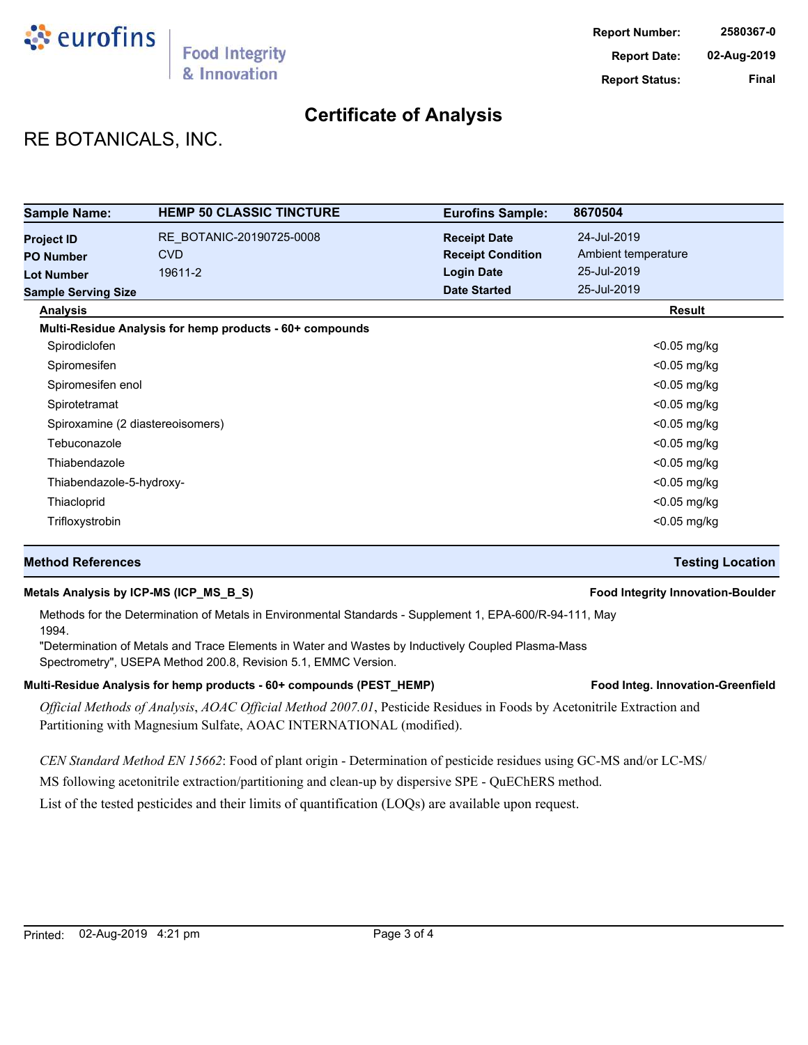**Report Number:** 2580367-0
**Report Date:** 02-Aug-2019
**Report Status:** Final

# Certificate of Analysis

## RE BOTANICALS, INC.

| **Sample Name:** | **HEMP 50 CLASSIC TINCTURE** | **Eurofins Sample:** | **8670504** |
|---|---|---|---|
| **Project ID** | RE_BOTANIC-20190725-0008 | **Receipt Date** | 24-Jul-2019 |
| **PO Number** | CVD | **Receipt Condition** | Ambient temperature |
| **Lot Number** | 19611-2 | **Login Date** | 25-Jul-2019 |
| **Sample Serving Size** | | **Date Started** | 25-Jul-2019 |

| Analysis | Result |
|---|---|
| **Multi-Residue Analysis for hemp products - 60+ compounds** | |
| Spirodiclofen | <0.05 mg/kg |
| Spiromesifen | <0.05 mg/kg |
| Spiromesifen enol | <0.05 mg/kg |
| Spirotetramat | <0.05 mg/kg |
| Spiroxamine (2 diastereoisomers) | <0.05 mg/kg |
| Tebuconazole | <0.05 mg/kg |
| Thiabendazole | <0.05 mg/kg |
| Thiabendazole-5-hydroxy- | <0.05 mg/kg |
| Thiacloprid | <0.05 mg/kg |
| Trifloxystrobin | <0.05 mg/kg |

| **Method References** | **Testing Location** |
|---|---|

**Metals Analysis by ICP-MS (ICP_MS_B_S)** — **Food Integrity Innovation-Boulder**

Methods for the Determination of Metals in Environmental Standards - Supplement 1, EPA-600/R-94-111, May 1994.
"Determination of Metals and Trace Elements in Water and Wastes by Inductively Coupled Plasma-Mass Spectrometry", USEPA Method 200.8, Revision 5.1, EMMC Version.

**Multi-Residue Analysis for hemp products - 60+ compounds (PEST_HEMP)** — **Food Integ. Innovation-Greenfield**

*Official Methods of Analysis*, *AOAC Official Method 2007.01*, Pesticide Residues in Foods by Acetonitrile Extraction and Partitioning with Magnesium Sulfate, AOAC INTERNATIONAL (modified).

*CEN Standard Method EN 15662*: Food of plant origin - Determination of pesticide residues using GC-MS and/or LC-MS/MS following acetonitrile extraction/partitioning and clean-up by dispersive SPE - QuEChERS method.
List of the tested pesticides and their limits of quantification (LOQs) are available upon request.

Printed: 02-Aug-2019 4:21 pm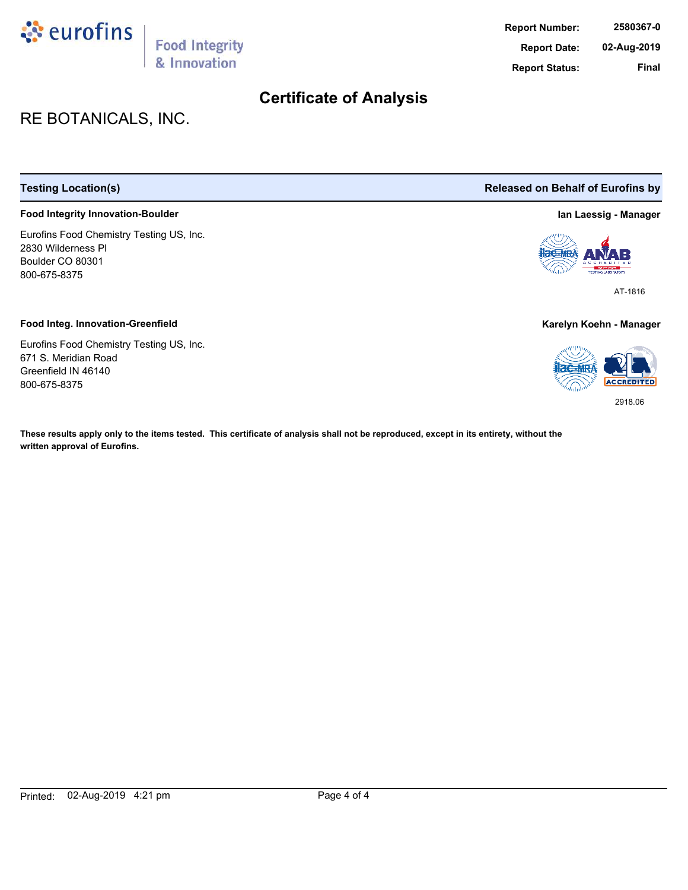Report Number: 2580367-0
Report Date: 02-Aug-2019
Report Status: Final

# Certificate of Analysis

## RE BOTANICALS, INC.

| Testing Location(s) | Released on Behalf of Eurofins by |
| --- | --- |
| **Food Integrity Innovation-Boulder** | **Ian Laessig - Manager** |
| Eurofins Food Chemistry Testing US, Inc.<br>2830 Wilderness Pl<br>Boulder CO 80301<br>800-675-8375 | AT-1816 |
| **Food Integ. Innovation-Greenfield** | **Karelyn Koehn - Manager** |
| Eurofins Food Chemistry Testing US, Inc.<br>671 S. Meridian Road<br>Greenfield IN 46140<br>800-675-8375 | 2918.06 |

**These results apply only to the items tested. This certificate of analysis shall not be reproduced, except in its entirety, without the written approval of Eurofins.**

Printed: 02-Aug-2019 4:21 pm